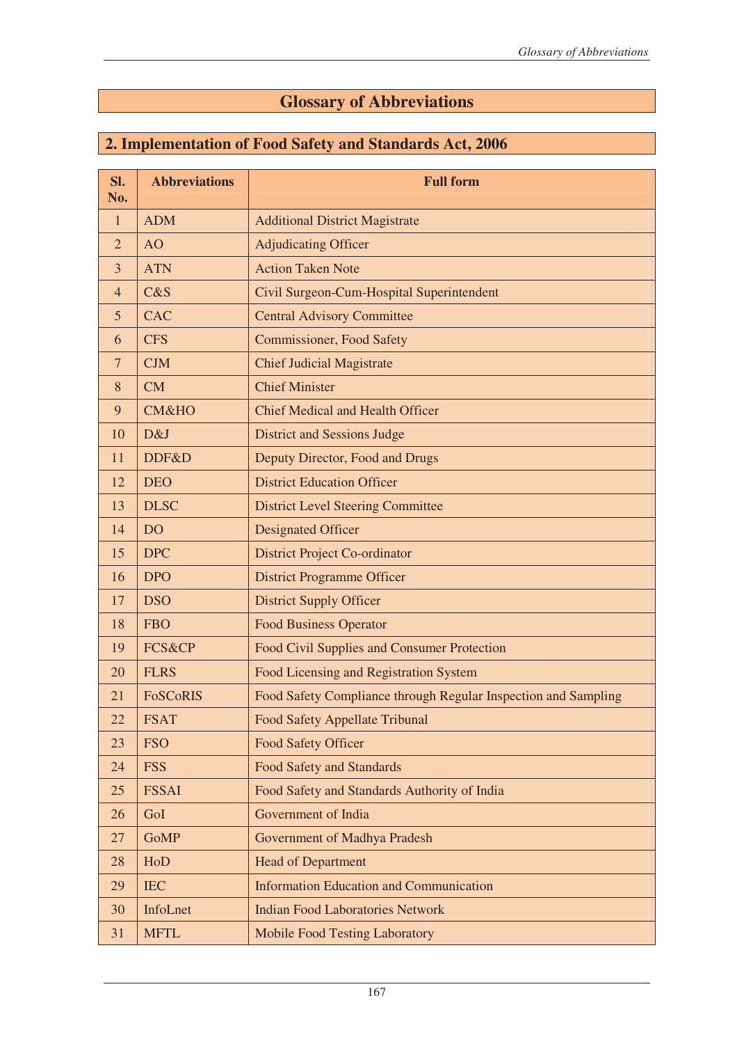# Glossary of Abbreviations

## 2. Implementation of Food Safety and Standards Act, 2006

| Sl. No. | Abbreviations | Full form |
|---|---|---|
| 1 | ADM | Additional District Magistrate |
| 2 | AO | Adjudicating Officer |
| 3 | ATN | Action Taken Note |
| 4 | C&S | Civil Surgeon-Cum-Hospital Superintendent |
| 5 | CAC | Central Advisory Committee |
| 6 | CFS | Commissioner, Food Safety |
| 7 | CJM | Chief Judicial Magistrate |
| 8 | CM | Chief Minister |
| 9 | CM&HO | Chief Medical and Health Officer |
| 10 | D&J | District and Sessions Judge |
| 11 | DDF&D | Deputy Director, Food and Drugs |
| 12 | DEO | District Education Officer |
| 13 | DLSC | District Level Steering Committee |
| 14 | DO | Designated Officer |
| 15 | DPC | District Project Co-ordinator |
| 16 | DPO | District Programme Officer |
| 17 | DSO | District Supply Officer |
| 18 | FBO | Food Business Operator |
| 19 | FCS&CP | Food Civil Supplies and Consumer Protection |
| 20 | FLRS | Food Licensing and Registration System |
| 21 | FoSCoRIS | Food Safety Compliance through Regular Inspection and Sampling |
| 22 | FSAT | Food Safety Appellate Tribunal |
| 23 | FSO | Food Safety Officer |
| 24 | FSS | Food Safety and Standards |
| 25 | FSSAI | Food Safety and Standards Authority of India |
| 26 | GoI | Government of India |
| 27 | GoMP | Government of Madhya Pradesh |
| 28 | HoD | Head of Department |
| 29 | IEC | Information Education and Communication |
| 30 | InfoLnet | Indian Food Laboratories Network |
| 31 | MFTL | Mobile Food Testing Laboratory |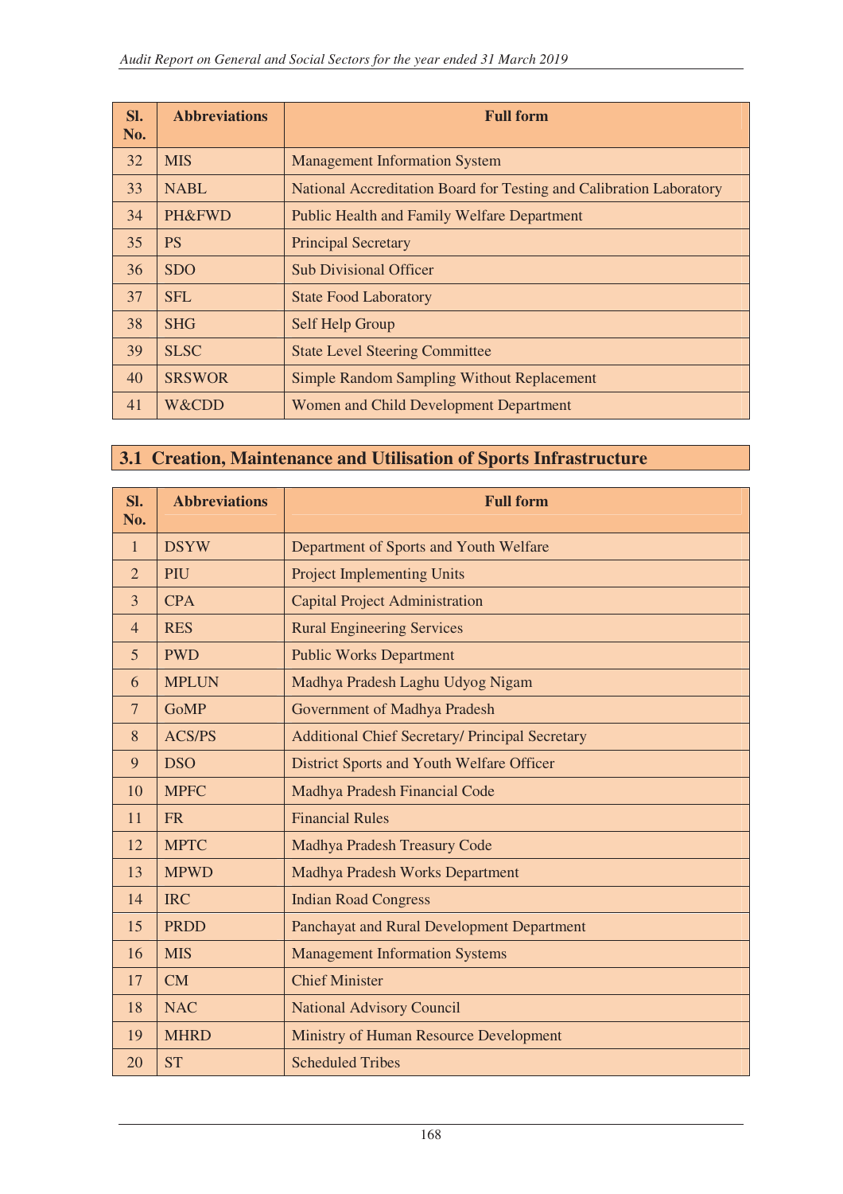| Sl. No. | Abbreviations | Full form |
|---|---|---|
| 32 | MIS | Management Information System |
| 33 | NABL | National Accreditation Board for Testing and Calibration Laboratory |
| 34 | PH&FWD | Public Health and Family Welfare Department |
| 35 | PS | Principal Secretary |
| 36 | SDO | Sub Divisional Officer |
| 37 | SFL | State Food Laboratory |
| 38 | SHG | Self Help Group |
| 39 | SLSC | State Level Steering Committee |
| 40 | SRSWOR | Simple Random Sampling Without Replacement |
| 41 | W&CDD | Women and Child Development Department |

## 3.1 Creation, Maintenance and Utilisation of Sports Infrastructure

| Sl. No. | Abbreviations | Full form |
|---|---|---|
| 1 | DSYW | Department of Sports and Youth Welfare |
| 2 | PIU | Project Implementing Units |
| 3 | CPA | Capital Project Administration |
| 4 | RES | Rural Engineering Services |
| 5 | PWD | Public Works Department |
| 6 | MPLUN | Madhya Pradesh Laghu Udyog Nigam |
| 7 | GoMP | Government of Madhya Pradesh |
| 8 | ACS/PS | Additional Chief Secretary/ Principal Secretary |
| 9 | DSO | District Sports and Youth Welfare Officer |
| 10 | MPFC | Madhya Pradesh Financial Code |
| 11 | FR | Financial Rules |
| 12 | MPTC | Madhya Pradesh Treasury Code |
| 13 | MPWD | Madhya Pradesh Works Department |
| 14 | IRC | Indian Road Congress |
| 15 | PRDD | Panchayat and Rural Development Department |
| 16 | MIS | Management Information Systems |
| 17 | CM | Chief Minister |
| 18 | NAC | National Advisory Council |
| 19 | MHRD | Ministry of Human Resource Development |
| 20 | ST | Scheduled Tribes |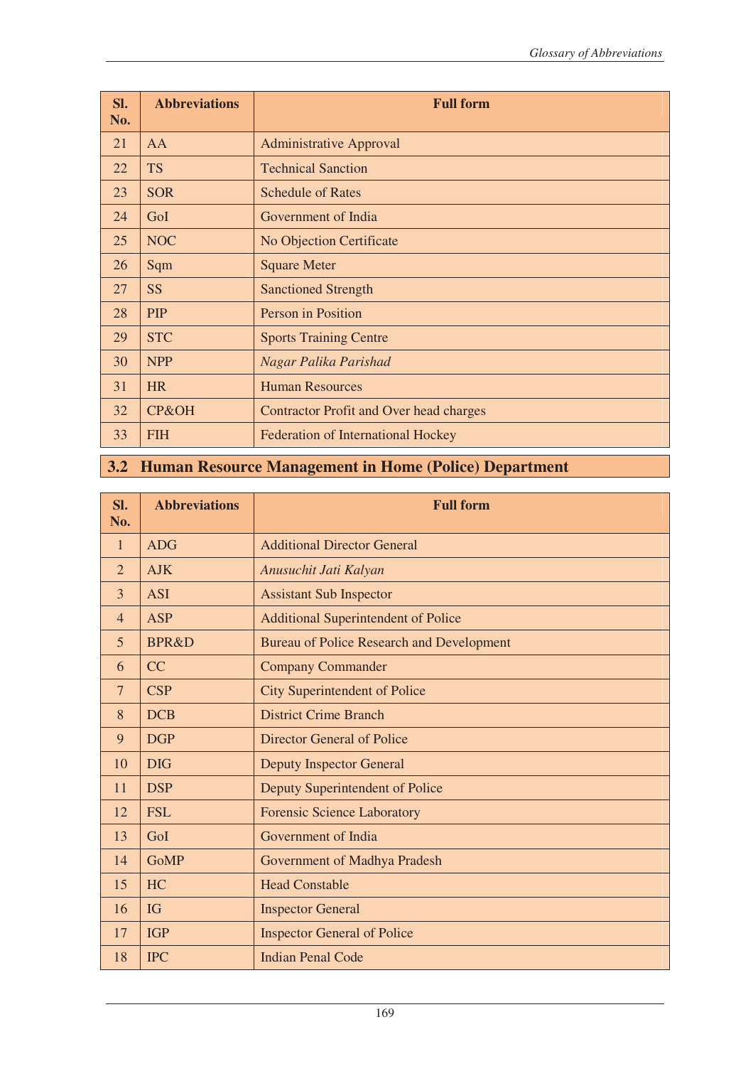| Sl. No. | Abbreviations | Full form |
|---|---|---|
| 21 | AA | Administrative Approval |
| 22 | TS | Technical Sanction |
| 23 | SOR | Schedule of Rates |
| 24 | GoI | Government of India |
| 25 | NOC | No Objection Certificate |
| 26 | Sqm | Square Meter |
| 27 | SS | Sanctioned Strength |
| 28 | PIP | Person in Position |
| 29 | STC | Sports Training Centre |
| 30 | NPP | *Nagar Palika Parishad* |
| 31 | HR | Human Resources |
| 32 | CP&OH | Contractor Profit and Over head charges |
| 33 | FIH | Federation of International Hockey |

## 3.2 Human Resource Management in Home (Police) Department

| Sl. No. | Abbreviations | Full form |
|---|---|---|
| 1 | ADG | Additional Director General |
| 2 | AJK | *Anusuchit Jati Kalyan* |
| 3 | ASI | Assistant Sub Inspector |
| 4 | ASP | Additional Superintendent of Police |
| 5 | BPR&D | Bureau of Police Research and Development |
| 6 | CC | Company Commander |
| 7 | CSP | City Superintendent of Police |
| 8 | DCB | District Crime Branch |
| 9 | DGP | Director General of Police |
| 10 | DIG | Deputy Inspector General |
| 11 | DSP | Deputy Superintendent of Police |
| 12 | FSL | Forensic Science Laboratory |
| 13 | GoI | Government of India |
| 14 | GoMP | Government of Madhya Pradesh |
| 15 | HC | Head Constable |
| 16 | IG | Inspector General |
| 17 | IGP | Inspector General of Police |
| 18 | IPC | Indian Penal Code |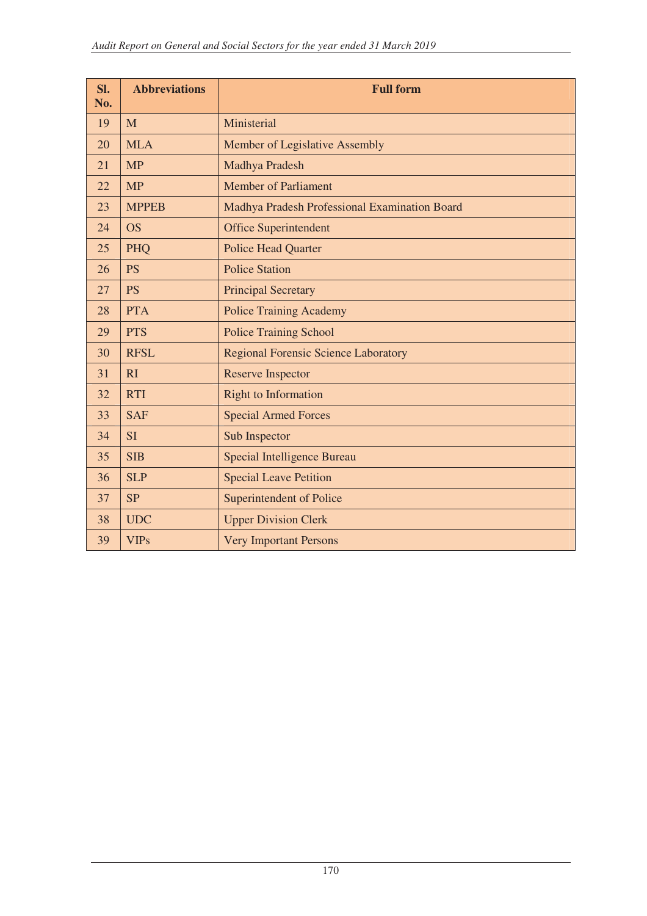| Sl. No. | Abbreviations | Full form |
|---|---|---|
| 19 | M | Ministerial |
| 20 | MLA | Member of Legislative Assembly |
| 21 | MP | Madhya Pradesh |
| 22 | MP | Member of Parliament |
| 23 | MPPEB | Madhya Pradesh Professional Examination Board |
| 24 | OS | Office Superintendent |
| 25 | PHQ | Police Head Quarter |
| 26 | PS | Police Station |
| 27 | PS | Principal Secretary |
| 28 | PTA | Police Training Academy |
| 29 | PTS | Police Training School |
| 30 | RFSL | Regional Forensic Science Laboratory |
| 31 | RI | Reserve Inspector |
| 32 | RTI | Right to Information |
| 33 | SAF | Special Armed Forces |
| 34 | SI | Sub Inspector |
| 35 | SIB | Special Intelligence Bureau |
| 36 | SLP | Special Leave Petition |
| 37 | SP | Superintendent of Police |
| 38 | UDC | Upper Division Clerk |
| 39 | VIPs | Very Important Persons |